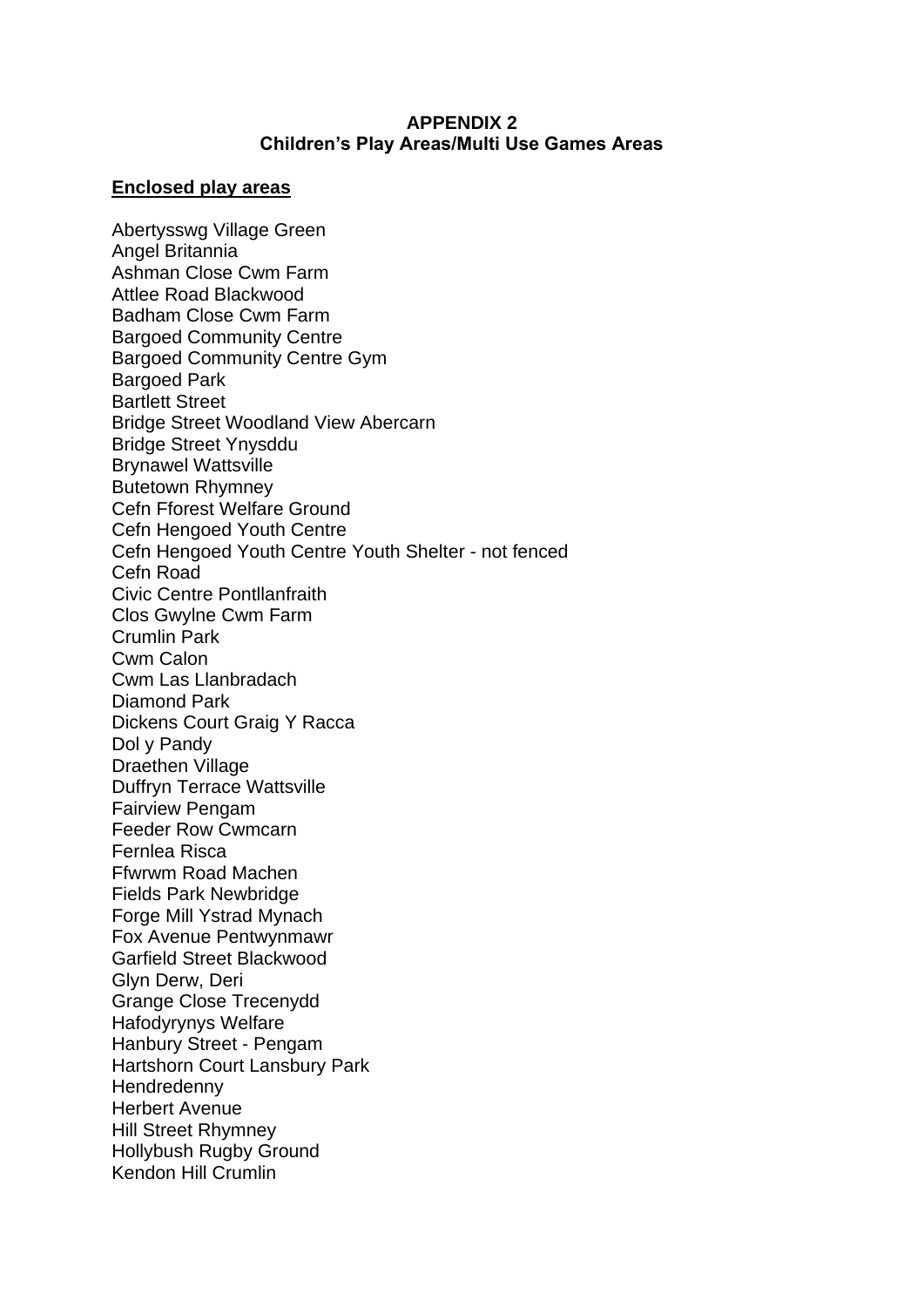**APPENDIX 2**
**Children's Play Areas/Multi Use Games Areas**

**Enclosed play areas**

Abertysswg Village Green
Angel Britannia
Ashman Close Cwm Farm
Attlee Road Blackwood
Badham Close Cwm Farm
Bargoed Community Centre
Bargoed Community Centre Gym
Bargoed Park
Bartlett Street
Bridge Street Woodland View Abercarn
Bridge Street Ynysddu
Brynawel Wattsville
Butetown Rhymney
Cefn Fforest Welfare Ground
Cefn Hengoed Youth Centre
Cefn Hengoed Youth Centre Youth Shelter - not fenced
Cefn Road
Civic Centre Pontllanfraith
Clos Gwylne Cwm Farm
Crumlin Park
Cwm Calon
Cwm Las Llanbradach
Diamond Park
Dickens Court Graig Y Racca
Dol y Pandy
Draethen Village
Duffryn Terrace Wattsville
Fairview Pengam
Feeder Row Cwmcarn
Fernlea Risca
Ffwrwm Road Machen
Fields Park Newbridge
Forge Mill Ystrad Mynach
Fox Avenue Pentwynmawr
Garfield Street Blackwood
Glyn Derw, Deri
Grange Close Trecenydd
Hafodyrynys Welfare
Hanbury Street - Pengam
Hartshorn Court Lansbury Park
Hendredenny
Herbert Avenue
Hill Street Rhymney
Hollybush Rugby Ground
Kendon Hill Crumlin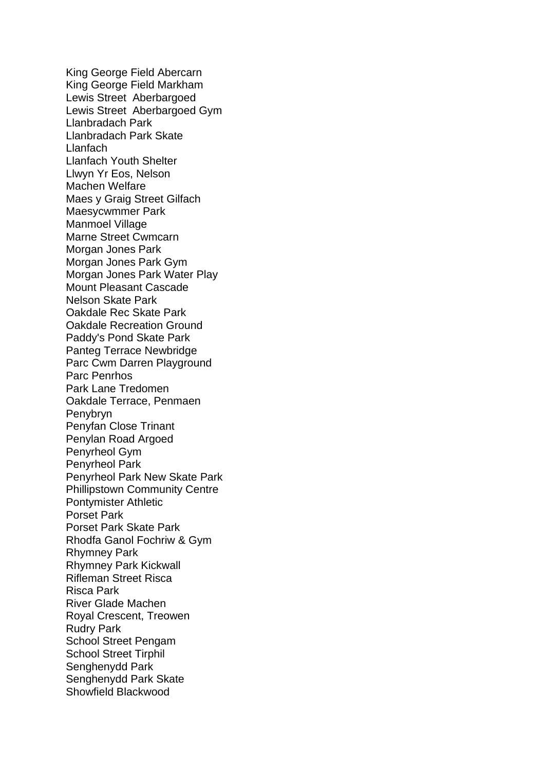King George Field Abercarn
King George Field Markham
Lewis Street  Aberbargoed
Lewis Street  Aberbargoed Gym
Llanbradach Park
Llanbradach Park Skate
Llanfach
Llanfach Youth Shelter
Llwyn Yr Eos, Nelson
Machen Welfare
Maes y Graig Street Gilfach
Maesycwmmer Park
Manmoel Village
Marne Street Cwmcarn
Morgan Jones Park
Morgan Jones Park Gym
Morgan Jones Park Water Play
Mount Pleasant Cascade
Nelson Skate Park
Oakdale Rec Skate Park
Oakdale Recreation Ground
Paddy's Pond Skate Park
Panteg Terrace Newbridge
Parc Cwm Darren Playground
Parc Penrhos
Park Lane Tredomen
Oakdale Terrace, Penmaen
Penybryn
Penyfan Close Trinant
Penylan Road Argoed
Penyrheol Gym
Penyrheol Park
Penyrheol Park New Skate Park
Phillipstown Community Centre
Pontymister Athletic
Porset Park
Porset Park Skate Park
Rhodfa Ganol Fochriw & Gym
Rhymney Park
Rhymney Park Kickwall
Rifleman Street Risca
Risca Park
River Glade Machen
Royal Crescent, Treowen
Rudry Park
School Street Pengam
School Street Tirphil
Senghenydd Park
Senghenydd Park Skate
Showfield Blackwood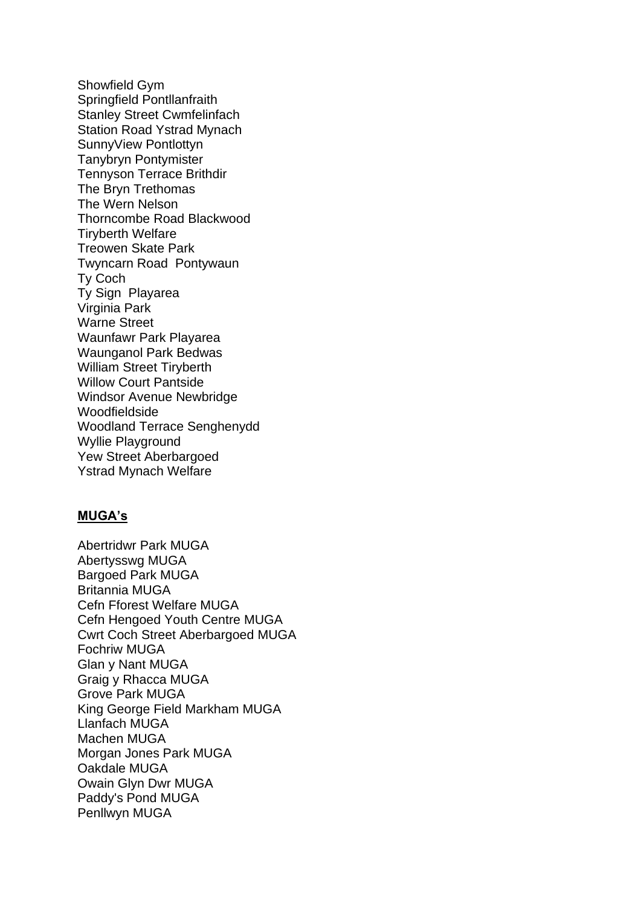Showfield Gym
Springfield Pontllanfraith
Stanley Street Cwmfelinfach
Station Road Ystrad Mynach
SunnyView Pontlottyn
Tanybryn Pontymister
Tennyson Terrace Brithdir
The Bryn Trethomas
The Wern Nelson
Thorncombe Road Blackwood
Tiryberth Welfare
Treowen Skate Park
Twyncarn Road  Pontywaun
Ty Coch
Ty Sign  Playarea
Virginia Park
Warne Street
Waunfawr Park Playarea
Waunganol Park Bedwas
William Street Tiryberth
Willow Court Pantside
Windsor Avenue Newbridge
Woodfieldside
Woodland Terrace Senghenydd
Wyllie Playground
Yew Street Aberbargoed
Ystrad Mynach Welfare

**MUGA's**

Abertridwr Park MUGA
Abertysswg MUGA
Bargoed Park MUGA
Britannia MUGA
Cefn Fforest Welfare MUGA
Cefn Hengoed Youth Centre MUGA
Cwrt Coch Street Aberbargoed MUGA
Fochriw MUGA
Glan y Nant MUGA
Graig y Rhacca MUGA
Grove Park MUGA
King George Field Markham MUGA
Llanfach MUGA
Machen MUGA
Morgan Jones Park MUGA
Oakdale MUGA
Owain Glyn Dwr MUGA
Paddy's Pond MUGA
Penllwyn MUGA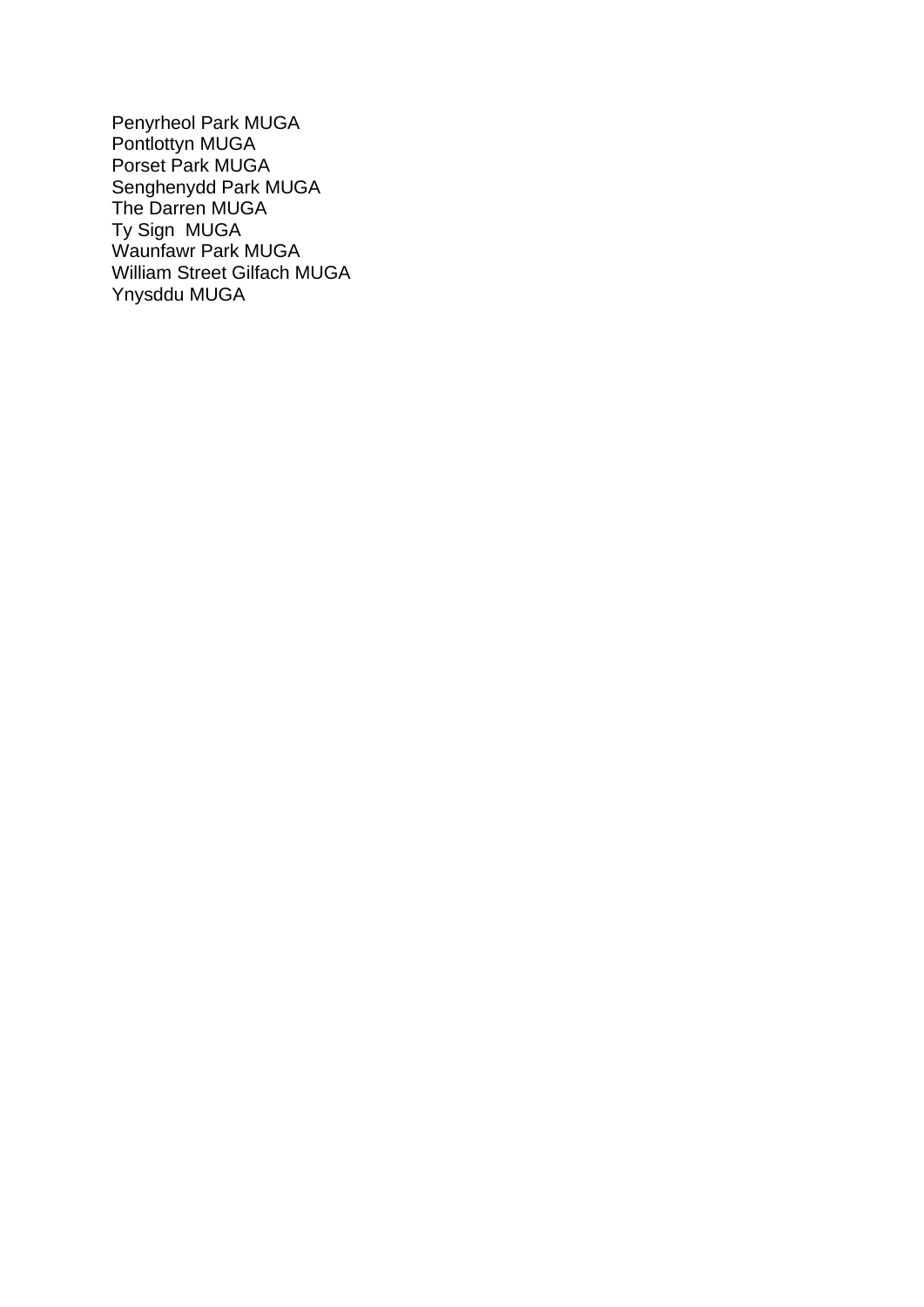Penyrheol Park MUGA
Pontlottyn MUGA
Porset Park MUGA
Senghenydd Park MUGA
The Darren MUGA
Ty Sign  MUGA
Waunfawr Park MUGA
William Street Gilfach MUGA
Ynysddu MUGA